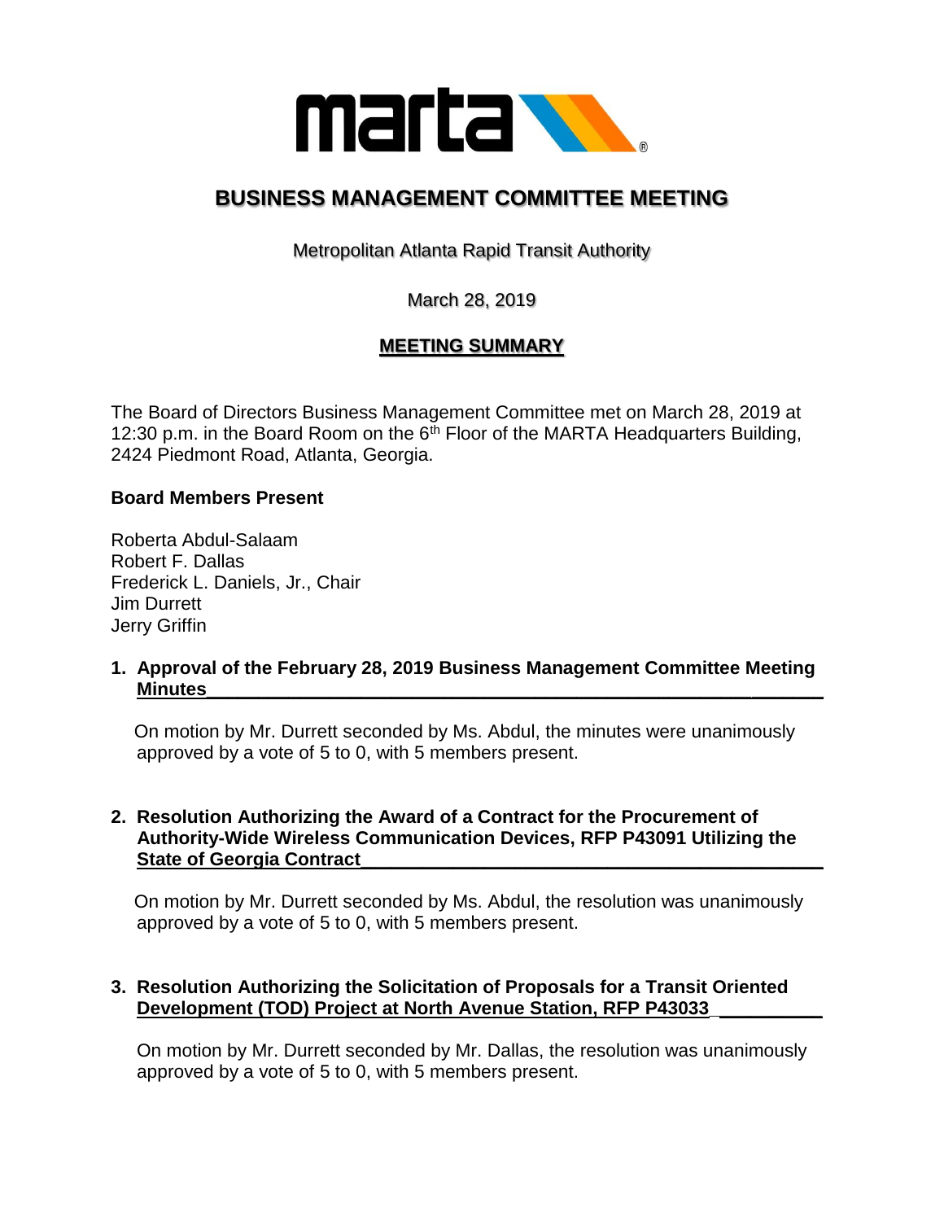# BUSINESS MANAGEMENT COMMITTEE MEETING

Metropolitan Atlanta Rapid Transit Authority

March 28, 2019

## MEETING SUMMARY

The Board of Directors Business Management Committee met on March 28, 2019 at 12:30 p.m. in the Board Room on the 6th Floor of the MARTA Headquarters Building, 2424 Piedmont Road, Atlanta, Georgia.

**Board Members Present**

Roberta Abdul-Salaam
Robert F. Dallas
Frederick L. Daniels, Jr., Chair
Jim Durrett
Jerry Griffin

**1. Approval of the February 28, 2019 Business Management Committee Meeting Minutes**

On motion by Mr. Durrett seconded by Ms. Abdul, the minutes were unanimously approved by a vote of 5 to 0, with 5 members present.

**2. Resolution Authorizing the Award of a Contract for the Procurement of Authority-Wide Wireless Communication Devices, RFP P43091 Utilizing the State of Georgia Contract**

On motion by Mr. Durrett seconded by Ms. Abdul, the resolution was unanimously approved by a vote of 5 to 0, with 5 members present.

**3. Resolution Authorizing the Solicitation of Proposals for a Transit Oriented Development (TOD) Project at North Avenue Station, RFP P43033**

On motion by Mr. Durrett seconded by Mr. Dallas, the resolution was unanimously approved by a vote of 5 to 0, with 5 members present.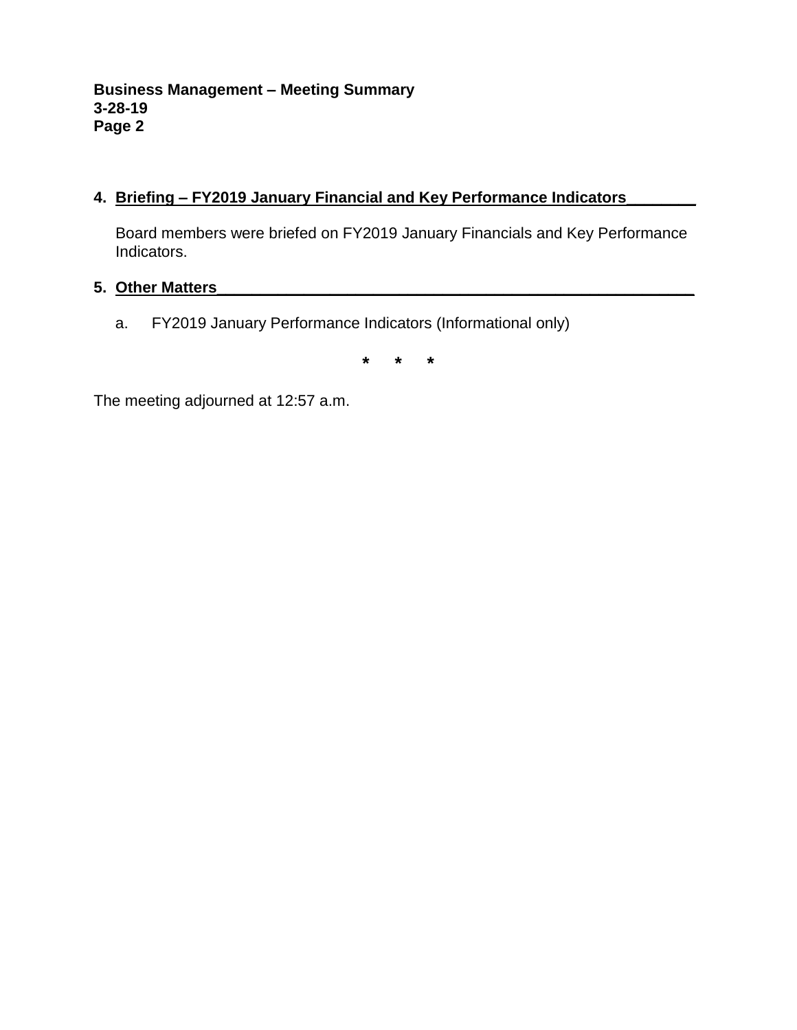4. **Briefing – FY2019 January Financial and Key Performance Indicators**

   Board members were briefed on FY2019 January Financials and Key Performance Indicators.

5. **Other Matters**

   a. FY2019 January Performance Indicators (Informational only)

\* \* \*

The meeting adjourned at 12:57 a.m.